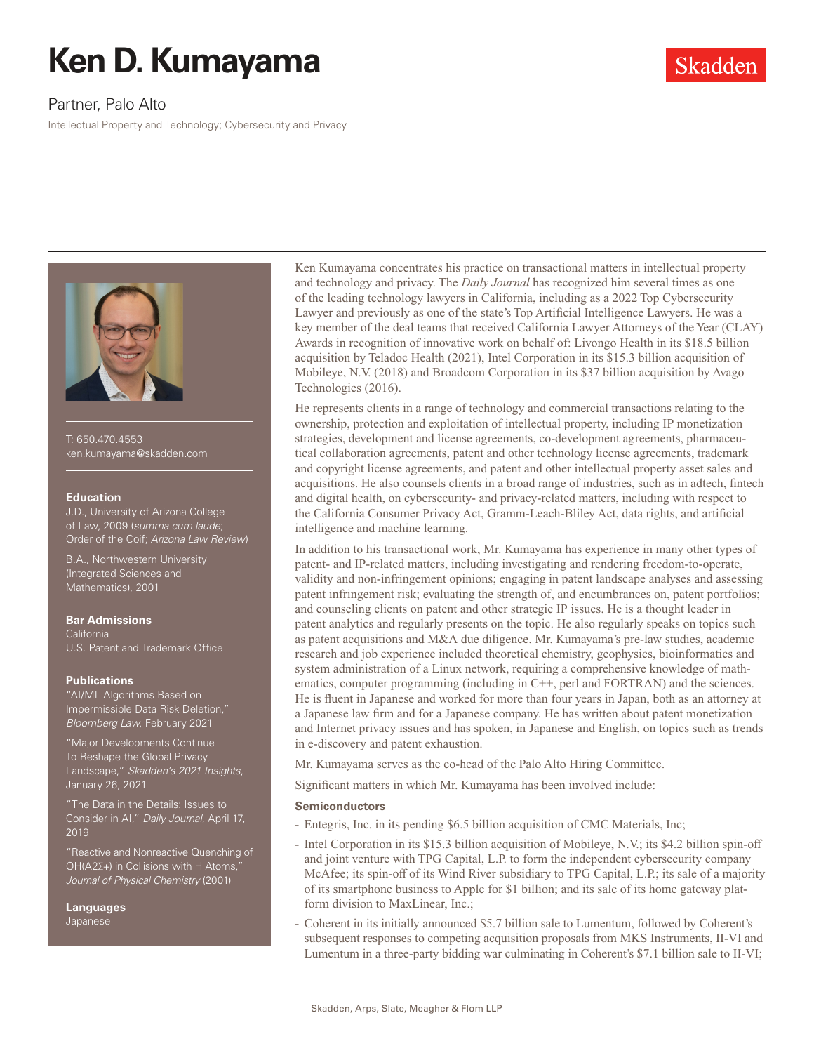# Ken D. Kumayama

Partner, Palo Alto

Intellectual Property and Technology; Cybersecurity and Privacy

T: 650.470.4553
ken.kumayama@skadden.com

### Education

J.D., University of Arizona College of Law, 2009 (*summa cum laude*; Order of the Coif; *Arizona Law Review*)

B.A., Northwestern University (Integrated Sciences and Mathematics), 2001

### Bar Admissions

California
U.S. Patent and Trademark Office

### Publications

"AI/ML Algorithms Based on Impermissible Data Risk Deletion," *Bloomberg Law*, February 2021

"Major Developments Continue To Reshape the Global Privacy Landscape," *Skadden's 2021 Insights*, January 26, 2021

"The Data in the Details: Issues to Consider in AI," *Daily Journal*, April 17, 2019

"Reactive and Nonreactive Quenching of OH($A^2\Sigma+$) in Collisions with H Atoms," *Journal of Physical Chemistry* (2001)

### Languages

Japanese

Ken Kumayama concentrates his practice on transactional matters in intellectual property and technology and privacy. The *Daily Journal* has recognized him several times as one of the leading technology lawyers in California, including as a 2022 Top Cybersecurity Lawyer and previously as one of the state's Top Artificial Intelligence Lawyers. He was a key member of the deal teams that received California Lawyer Attorneys of the Year (CLAY) Awards in recognition of innovative work on behalf of: Livongo Health in its $18.5 billion acquisition by Teladoc Health (2021), Intel Corporation in its $15.3 billion acquisition of Mobileye, N.V. (2018) and Broadcom Corporation in its $37 billion acquisition by Avago Technologies (2016).

He represents clients in a range of technology and commercial transactions relating to the ownership, protection and exploitation of intellectual property, including IP monetization strategies, development and license agreements, co-development agreements, pharmaceutical collaboration agreements, patent and other technology license agreements, trademark and copyright license agreements, and patent and other intellectual property asset sales and acquisitions. He also counsels clients in a broad range of industries, such as in adtech, fintech and digital health, on cybersecurity- and privacy-related matters, including with respect to the California Consumer Privacy Act, Gramm-Leach-Bliley Act, data rights, and artificial intelligence and machine learning.

In addition to his transactional work, Mr. Kumayama has experience in many other types of patent- and IP-related matters, including investigating and rendering freedom-to-operate, validity and non-infringement opinions; engaging in patent landscape analyses and assessing patent infringement risk; evaluating the strength of, and encumbrances on, patent portfolios; and counseling clients on patent and other strategic IP issues. He is a thought leader in patent analytics and regularly presents on the topic. He also regularly speaks on topics such as patent acquisitions and M&A due diligence. Mr. Kumayama's pre-law studies, academic research and job experience included theoretical chemistry, geophysics, bioinformatics and system administration of a Linux network, requiring a comprehensive knowledge of mathematics, computer programming (including in C++, perl and FORTRAN) and the sciences. He is fluent in Japanese and worked for more than four years in Japan, both as an attorney at a Japanese law firm and for a Japanese company. He has written about patent monetization and Internet privacy issues and has spoken, in Japanese and English, on topics such as trends in e-discovery and patent exhaustion.

Mr. Kumayama serves as the co-head of the Palo Alto Hiring Committee.

Significant matters in which Mr. Kumayama has been involved include:

### Semiconductors

- Entegris, Inc. in its pending $6.5 billion acquisition of CMC Materials, Inc;
- Intel Corporation in its $15.3 billion acquisition of Mobileye, N.V.; its $4.2 billion spin-off and joint venture with TPG Capital, L.P. to form the independent cybersecurity company McAfee; its spin-off of its Wind River subsidiary to TPG Capital, L.P.; its sale of a majority of its smartphone business to Apple for $1 billion; and its sale of its home gateway platform division to MaxLinear, Inc.;
- Coherent in its initially announced $5.7 billion sale to Lumentum, followed by Coherent's subsequent responses to competing acquisition proposals from MKS Instruments, II-VI and Lumentum in a three-party bidding war culminating in Coherent's $7.1 billion sale to II-VI;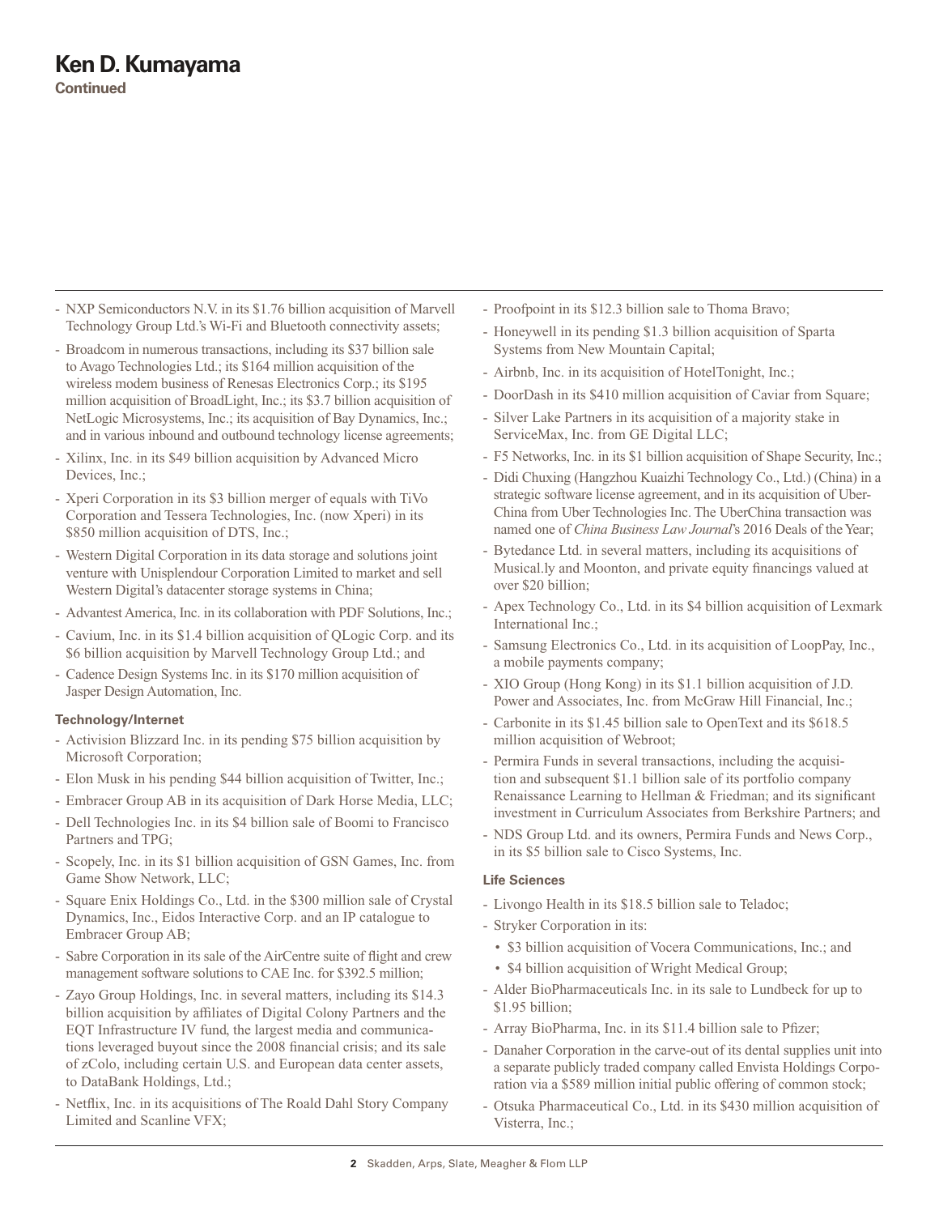# Ken D. Kumayama

**Continued**

- NXP Semiconductors N.V. in its $1.76 billion acquisition of Marvell Technology Group Ltd.'s Wi-Fi and Bluetooth connectivity assets;
- Broadcom in numerous transactions, including its $37 billion sale to Avago Technologies Ltd.; its $164 million acquisition of the wireless modem business of Renesas Electronics Corp.; its $195 million acquisition of BroadLight, Inc.; its $3.7 billion acquisition of NetLogic Microsystems, Inc.; its acquisition of Bay Dynamics, Inc.; and in various inbound and outbound technology license agreements;
- Xilinx, Inc. in its $49 billion acquisition by Advanced Micro Devices, Inc.;
- Xperi Corporation in its $3 billion merger of equals with TiVo Corporation and Tessera Technologies, Inc. (now Xperi) in its $850 million acquisition of DTS, Inc.;
- Western Digital Corporation in its data storage and solutions joint venture with Unisplendour Corporation Limited to market and sell Western Digital's datacenter storage systems in China;
- Advantest America, Inc. in its collaboration with PDF Solutions, Inc.;
- Cavium, Inc. in its $1.4 billion acquisition of QLogic Corp. and its $6 billion acquisition by Marvell Technology Group Ltd.; and
- Cadence Design Systems Inc. in its $170 million acquisition of Jasper Design Automation, Inc.

**Technology/Internet**

- Activision Blizzard Inc. in its pending $75 billion acquisition by Microsoft Corporation;
- Elon Musk in his pending $44 billion acquisition of Twitter, Inc.;
- Embracer Group AB in its acquisition of Dark Horse Media, LLC;
- Dell Technologies Inc. in its $4 billion sale of Boomi to Francisco Partners and TPG;
- Scopely, Inc. in its $1 billion acquisition of GSN Games, Inc. from Game Show Network, LLC;
- Square Enix Holdings Co., Ltd. in the $300 million sale of Crystal Dynamics, Inc., Eidos Interactive Corp. and an IP catalogue to Embracer Group AB;
- Sabre Corporation in its sale of the AirCentre suite of flight and crew management software solutions to CAE Inc. for $392.5 million;
- Zayo Group Holdings, Inc. in several matters, including its $14.3 billion acquisition by affiliates of Digital Colony Partners and the EQT Infrastructure IV fund, the largest media and communications leveraged buyout since the 2008 financial crisis; and its sale of zColo, including certain U.S. and European data center assets, to DataBank Holdings, Ltd.;
- Netflix, Inc. in its acquisitions of The Roald Dahl Story Company Limited and Scanline VFX;
- Proofpoint in its $12.3 billion sale to Thoma Bravo;
- Honeywell in its pending $1.3 billion acquisition of Sparta Systems from New Mountain Capital;
- Airbnb, Inc. in its acquisition of HotelTonight, Inc.;
- DoorDash in its $410 million acquisition of Caviar from Square;
- Silver Lake Partners in its acquisition of a majority stake in ServiceMax, Inc. from GE Digital LLC;
- F5 Networks, Inc. in its $1 billion acquisition of Shape Security, Inc.;
- Didi Chuxing (Hangzhou Kuaizhi Technology Co., Ltd.) (China) in a strategic software license agreement, and in its acquisition of Uber-China from Uber Technologies Inc. The UberChina transaction was named one of *China Business Law Journal*'s 2016 Deals of the Year;
- Bytedance Ltd. in several matters, including its acquisitions of Musical.ly and Moonton, and private equity financings valued at over $20 billion;
- Apex Technology Co., Ltd. in its $4 billion acquisition of Lexmark International Inc.;
- Samsung Electronics Co., Ltd. in its acquisition of LoopPay, Inc., a mobile payments company;
- XIO Group (Hong Kong) in its $1.1 billion acquisition of J.D. Power and Associates, Inc. from McGraw Hill Financial, Inc.;
- Carbonite in its $1.45 billion sale to OpenText and its $618.5 million acquisition of Webroot;
- Permira Funds in several transactions, including the acquisition and subsequent $1.1 billion sale of its portfolio company Renaissance Learning to Hellman & Friedman; and its significant investment in Curriculum Associates from Berkshire Partners; and
- NDS Group Ltd. and its owners, Permira Funds and News Corp., in its $5 billion sale to Cisco Systems, Inc.

**Life Sciences**

- Livongo Health in its $18.5 billion sale to Teladoc;
- Stryker Corporation in its:
  - $3 billion acquisition of Vocera Communications, Inc.; and
  - $4 billion acquisition of Wright Medical Group;
- Alder BioPharmaceuticals Inc. in its sale to Lundbeck for up to $1.95 billion;
- Array BioPharma, Inc. in its $11.4 billion sale to Pfizer;
- Danaher Corporation in the carve-out of its dental supplies unit into a separate publicly traded company called Envista Holdings Corporation via a $589 million initial public offering of common stock;
- Otsuka Pharmaceutical Co., Ltd. in its $430 million acquisition of Visterra, Inc.;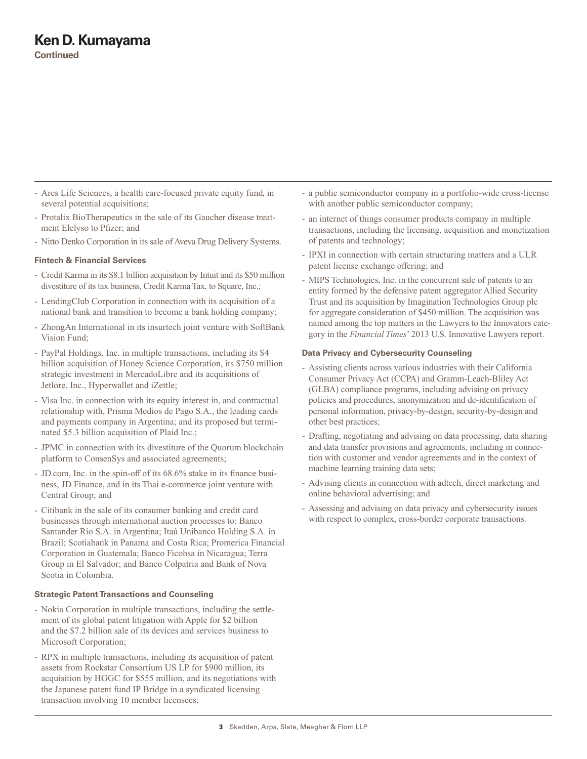# Ken D. Kumayama

**Continued**

- Ares Life Sciences, a health care-focused private equity fund, in several potential acquisitions;
- Protalix BioTherapeutics in the sale of its Gaucher disease treatment Elelyso to Pfizer; and
- Nitto Denko Corporation in its sale of Aveva Drug Delivery Systems.

**Fintech & Financial Services**

- Credit Karma in its $8.1 billion acquisition by Intuit and its $50 million divestiture of its tax business, Credit Karma Tax, to Square, Inc.;
- LendingClub Corporation in connection with its acquisition of a national bank and transition to become a bank holding company;
- ZhongAn International in its insurtech joint venture with SoftBank Vision Fund;
- PayPal Holdings, Inc. in multiple transactions, including its $4 billion acquisition of Honey Science Corporation, its $750 million strategic investment in MercadoLibre and its acquisitions of Jetlore, Inc., Hyperwallet and iZettle;
- Visa Inc. in connection with its equity interest in, and contractual relationship with, Prisma Medios de Pago S.A., the leading cards and payments company in Argentina; and its proposed but terminated $5.3 billion acquisition of Plaid Inc.;
- JPMC in connection with its divestiture of the Quorum blockchain platform to ConsenSys and associated agreements;
- JD.com, Inc. in the spin-off of its 68.6% stake in its finance business, JD Finance, and in its Thai e-commerce joint venture with Central Group; and
- Citibank in the sale of its consumer banking and credit card businesses through international auction processes to: Banco Santander Rio S.A. in Argentina; Itaú Unibanco Holding S.A. in Brazil; Scotiabank in Panama and Costa Rica; Promerica Financial Corporation in Guatemala; Banco Ficohsa in Nicaragua; Terra Group in El Salvador; and Banco Colpatria and Bank of Nova Scotia in Colombia.

**Strategic Patent Transactions and Counseling**

- Nokia Corporation in multiple transactions, including the settlement of its global patent litigation with Apple for $2 billion and the $7.2 billion sale of its devices and services business to Microsoft Corporation;
- RPX in multiple transactions, including its acquisition of patent assets from Rockstar Consortium US LP for $900 million, its acquisition by HGGC for $555 million, and its negotiations with the Japanese patent fund IP Bridge in a syndicated licensing transaction involving 10 member licensees;
- a public semiconductor company in a portfolio-wide cross-license with another public semiconductor company;
- an internet of things consumer products company in multiple transactions, including the licensing, acquisition and monetization of patents and technology;
- IPXI in connection with certain structuring matters and a ULR patent license exchange offering; and
- MIPS Technologies, Inc. in the concurrent sale of patents to an entity formed by the defensive patent aggregator Allied Security Trust and its acquisition by Imagination Technologies Group plc for aggregate consideration of $450 million. The acquisition was named among the top matters in the Lawyers to the Innovators category in the *Financial Times*' 2013 U.S. Innovative Lawyers report.

**Data Privacy and Cybersecurity Counseling**

- Assisting clients across various industries with their California Consumer Privacy Act (CCPA) and Gramm-Leach-Bliley Act (GLBA) compliance programs, including advising on privacy policies and procedures, anonymization and de-identification of personal information, privacy-by-design, security-by-design and other best practices;
- Drafting, negotiating and advising on data processing, data sharing and data transfer provisions and agreements, including in connection with customer and vendor agreements and in the context of machine learning training data sets;
- Advising clients in connection with adtech, direct marketing and online behavioral advertising; and
- Assessing and advising on data privacy and cybersecurity issues with respect to complex, cross-border corporate transactions.